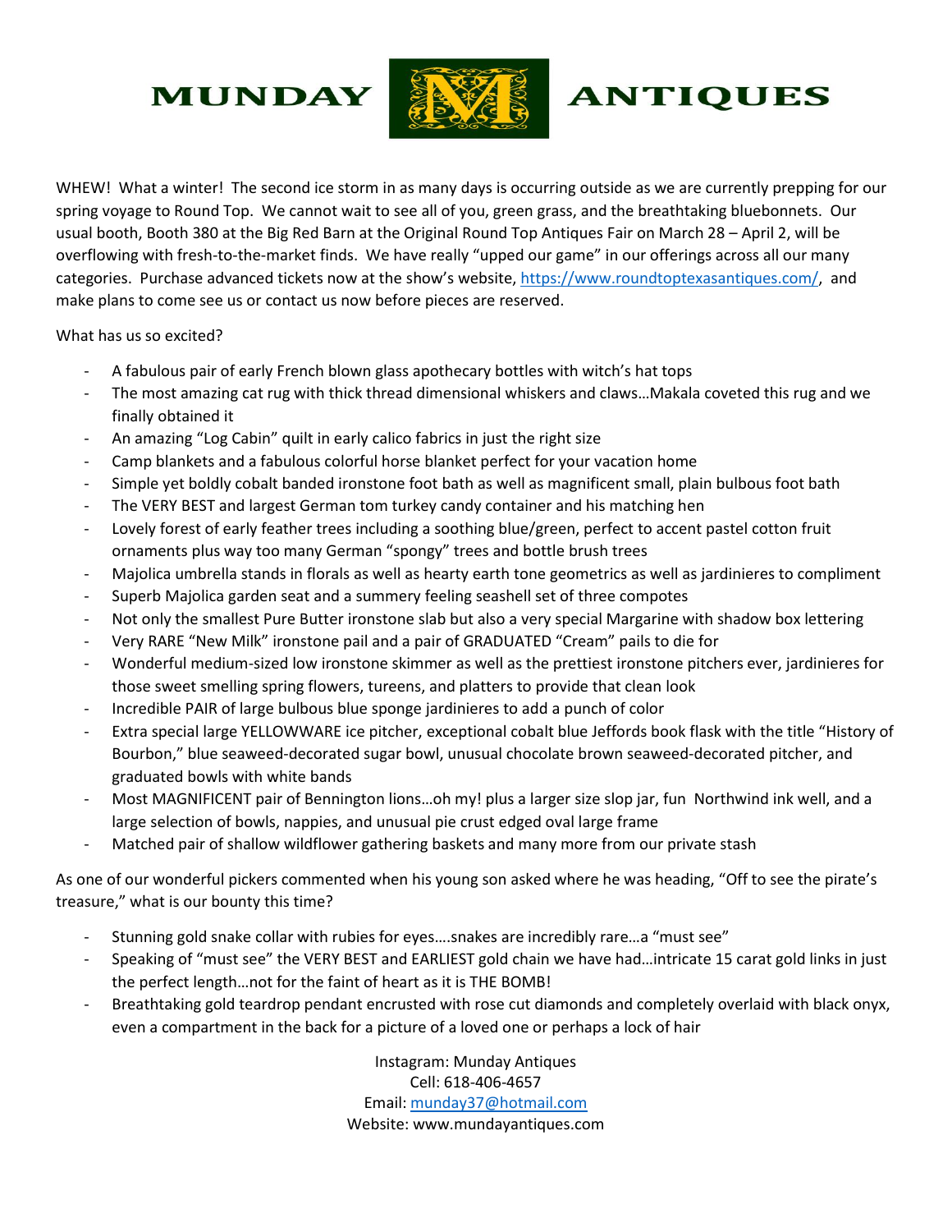# MUNDAY ANTIQUES

WHEW! What a winter! The second ice storm in as many days is occurring outside as we are currently prepping for our spring voyage to Round Top. We cannot wait to see all of you, green grass, and the breathtaking bluebonnets. Our usual booth, Booth 380 at the Big Red Barn at the Original Round Top Antiques Fair on March 28 – April 2, will be overflowing with fresh-to-the-market finds. We have really "upped our game" in our offerings across all our many categories. Purchase advanced tickets now at the show's website, https://www.roundtoptexasantiques.com/, and make plans to come see us or contact us now before pieces are reserved.

What has us so excited?

- A fabulous pair of early French blown glass apothecary bottles with witch's hat tops
- The most amazing cat rug with thick thread dimensional whiskers and claws…Makala coveted this rug and we finally obtained it
- An amazing "Log Cabin" quilt in early calico fabrics in just the right size
- Camp blankets and a fabulous colorful horse blanket perfect for your vacation home
- Simple yet boldly cobalt banded ironstone foot bath as well as magnificent small, plain bulbous foot bath
- The VERY BEST and largest German tom turkey candy container and his matching hen
- Lovely forest of early feather trees including a soothing blue/green, perfect to accent pastel cotton fruit ornaments plus way too many German "spongy" trees and bottle brush trees
- Majolica umbrella stands in florals as well as hearty earth tone geometrics as well as jardinieres to compliment
- Superb Majolica garden seat and a summery feeling seashell set of three compotes
- Not only the smallest Pure Butter ironstone slab but also a very special Margarine with shadow box lettering
- Very RARE "New Milk" ironstone pail and a pair of GRADUATED "Cream" pails to die for
- Wonderful medium-sized low ironstone skimmer as well as the prettiest ironstone pitchers ever, jardinieres for those sweet smelling spring flowers, tureens, and platters to provide that clean look
- Incredible PAIR of large bulbous blue sponge jardinieres to add a punch of color
- Extra special large YELLOWWARE ice pitcher, exceptional cobalt blue Jeffords book flask with the title "History of Bourbon," blue seaweed-decorated sugar bowl, unusual chocolate brown seaweed-decorated pitcher, and graduated bowls with white bands
- Most MAGNIFICENT pair of Bennington lions…oh my! plus a larger size slop jar, fun Northwind ink well, and a large selection of bowls, nappies, and unusual pie crust edged oval large frame
- Matched pair of shallow wildflower gathering baskets and many more from our private stash

As one of our wonderful pickers commented when his young son asked where he was heading, "Off to see the pirate's treasure," what is our bounty this time?

- Stunning gold snake collar with rubies for eyes….snakes are incredibly rare…a "must see"
- Speaking of "must see" the VERY BEST and EARLIEST gold chain we have had…intricate 15 carat gold links in just the perfect length…not for the faint of heart as it is THE BOMB!
- Breathtaking gold teardrop pendant encrusted with rose cut diamonds and completely overlaid with black onyx, even a compartment in the back for a picture of a loved one or perhaps a lock of hair

Instagram: Munday Antiques  
Cell: 618-406-4657  
Email: munday37@hotmail.com  
Website: www.mundayantiques.com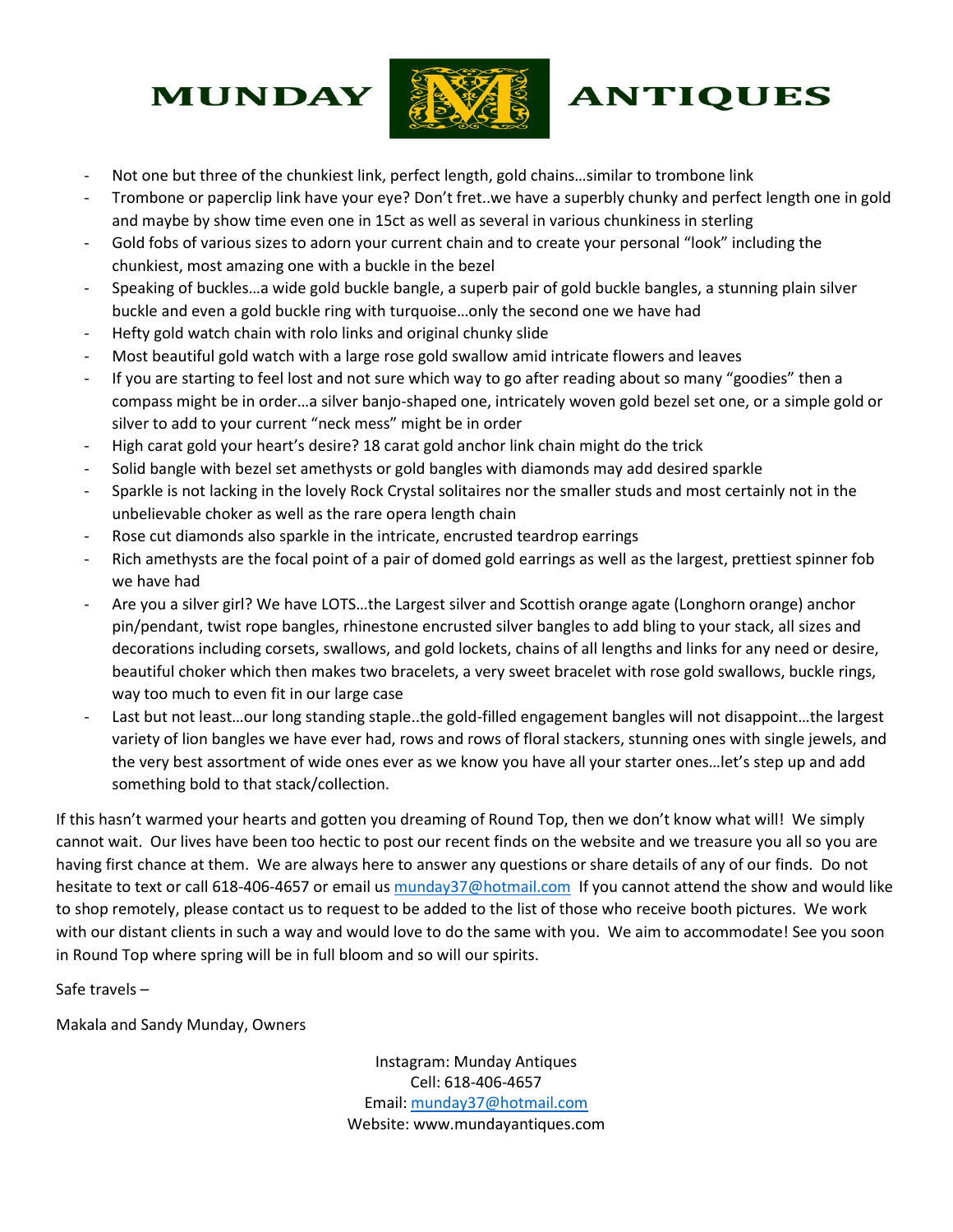# MUNDAY ANTIQUES

- Not one but three of the chunkiest link, perfect length, gold chains…similar to trombone link
- Trombone or paperclip link have your eye? Don't fret..we have a superbly chunky and perfect length one in gold and maybe by show time even one in 15ct as well as several in various chunkiness in sterling
- Gold fobs of various sizes to adorn your current chain and to create your personal "look" including the chunkiest, most amazing one with a buckle in the bezel
- Speaking of buckles…a wide gold buckle bangle, a superb pair of gold buckle bangles, a stunning plain silver buckle and even a gold buckle ring with turquoise…only the second one we have had
- Hefty gold watch chain with rolo links and original chunky slide
- Most beautiful gold watch with a large rose gold swallow amid intricate flowers and leaves
- If you are starting to feel lost and not sure which way to go after reading about so many "goodies" then a compass might be in order…a silver banjo-shaped one, intricately woven gold bezel set one, or a simple gold or silver to add to your current "neck mess" might be in order
- High carat gold your heart's desire? 18 carat gold anchor link chain might do the trick
- Solid bangle with bezel set amethysts or gold bangles with diamonds may add desired sparkle
- Sparkle is not lacking in the lovely Rock Crystal solitaires nor the smaller studs and most certainly not in the unbelievable choker as well as the rare opera length chain
- Rose cut diamonds also sparkle in the intricate, encrusted teardrop earrings
- Rich amethysts are the focal point of a pair of domed gold earrings as well as the largest, prettiest spinner fob we have had
- Are you a silver girl? We have LOTS…the Largest silver and Scottish orange agate (Longhorn orange) anchor pin/pendant, twist rope bangles, rhinestone encrusted silver bangles to add bling to your stack, all sizes and decorations including corsets, swallows, and gold lockets, chains of all lengths and links for any need or desire, beautiful choker which then makes two bracelets, a very sweet bracelet with rose gold swallows, buckle rings, way too much to even fit in our large case
- Last but not least…our long standing staple..the gold-filled engagement bangles will not disappoint…the largest variety of lion bangles we have ever had, rows and rows of floral stackers, stunning ones with single jewels, and the very best assortment of wide ones ever as we know you have all your starter ones…let's step up and add something bold to that stack/collection.

If this hasn't warmed your hearts and gotten you dreaming of Round Top, then we don't know what will! We simply cannot wait. Our lives have been too hectic to post our recent finds on the website and we treasure you all so you are having first chance at them. We are always here to answer any questions or share details of any of our finds. Do not hesitate to text or call 618-406-4657 or email us munday37@hotmail.com If you cannot attend the show and would like to shop remotely, please contact us to request to be added to the list of those who receive booth pictures. We work with our distant clients in such a way and would love to do the same with you. We aim to accommodate! See you soon in Round Top where spring will be in full bloom and so will our spirits.

Safe travels –

Makala and Sandy Munday, Owners

Instagram: Munday Antiques
Cell: 618-406-4657
Email: munday37@hotmail.com
Website: www.mundayantiques.com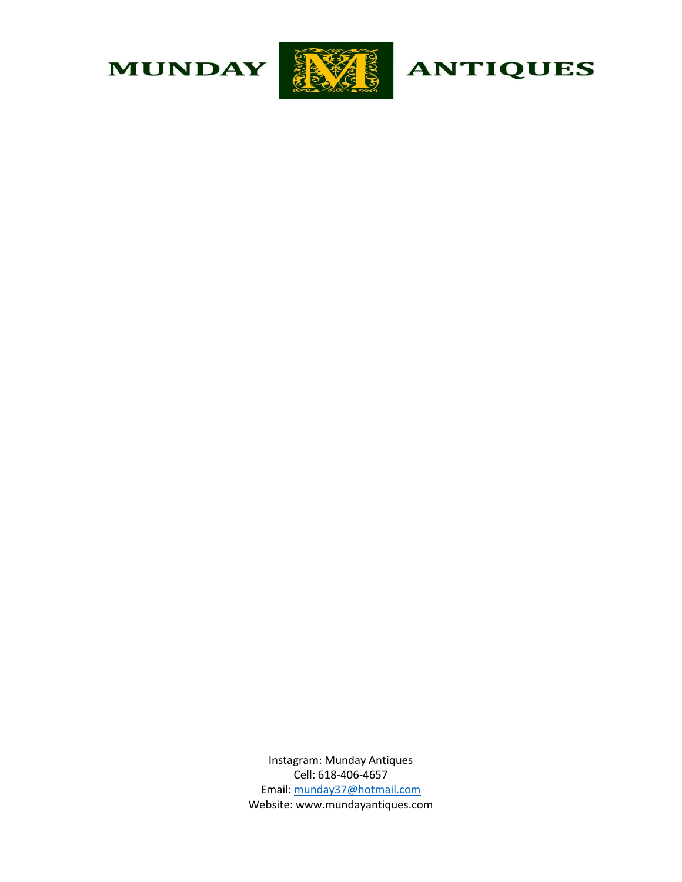# MUNDAY ANTIQUES

Instagram: Munday Antiques
Cell: 618-406-4657
Email: munday37@hotmail.com
Website: www.mundayantiques.com